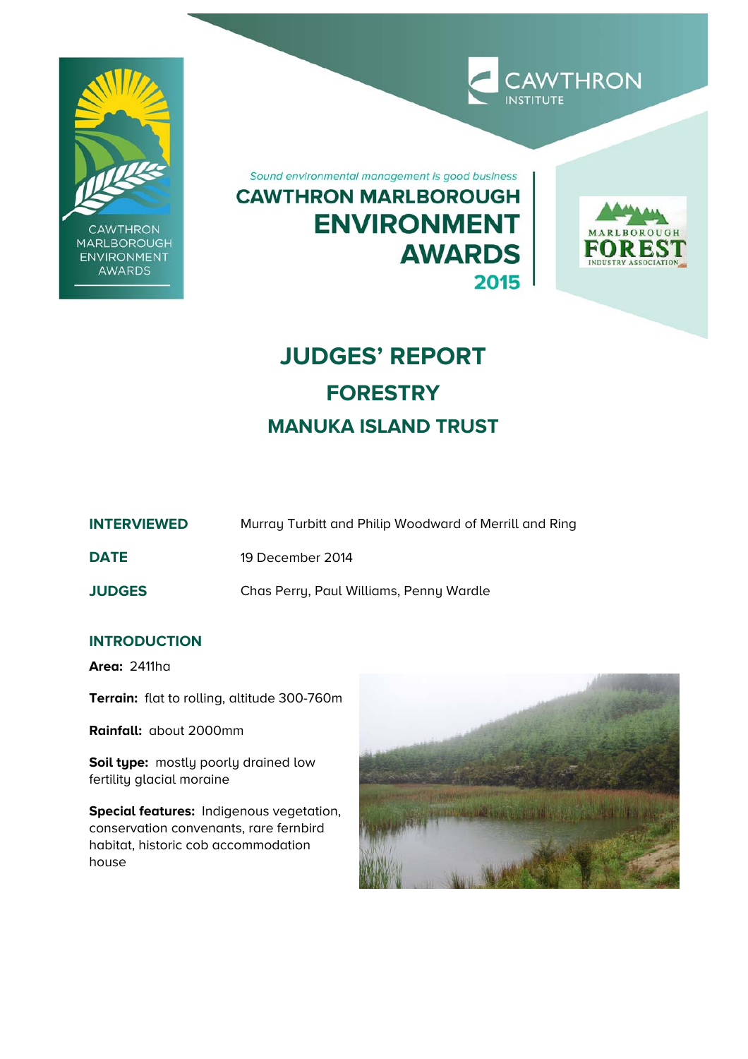Sound environmental management is good business

# CAWTHRON MARLBOROUGH ENVIRONMENT AWARDS 2015

# JUDGES' REPORT

## FORESTRY

## MANUKA ISLAND TRUST

| | |
|---|---|
| **INTERVIEWED** | Murray Turbitt and Philip Woodward of Merrill and Ring |
| **DATE** | 19 December 2014 |
| **JUDGES** | Chas Perry, Paul Williams, Penny Wardle |

### INTRODUCTION

**Area:** 2411ha

**Terrain:** flat to rolling, altitude 300-760m

**Rainfall:** about 2000mm

**Soil type:** mostly poorly drained low fertility glacial moraine

**Special features:** Indigenous vegetation, conservation convenants, rare fernbird habitat, historic cob accommodation house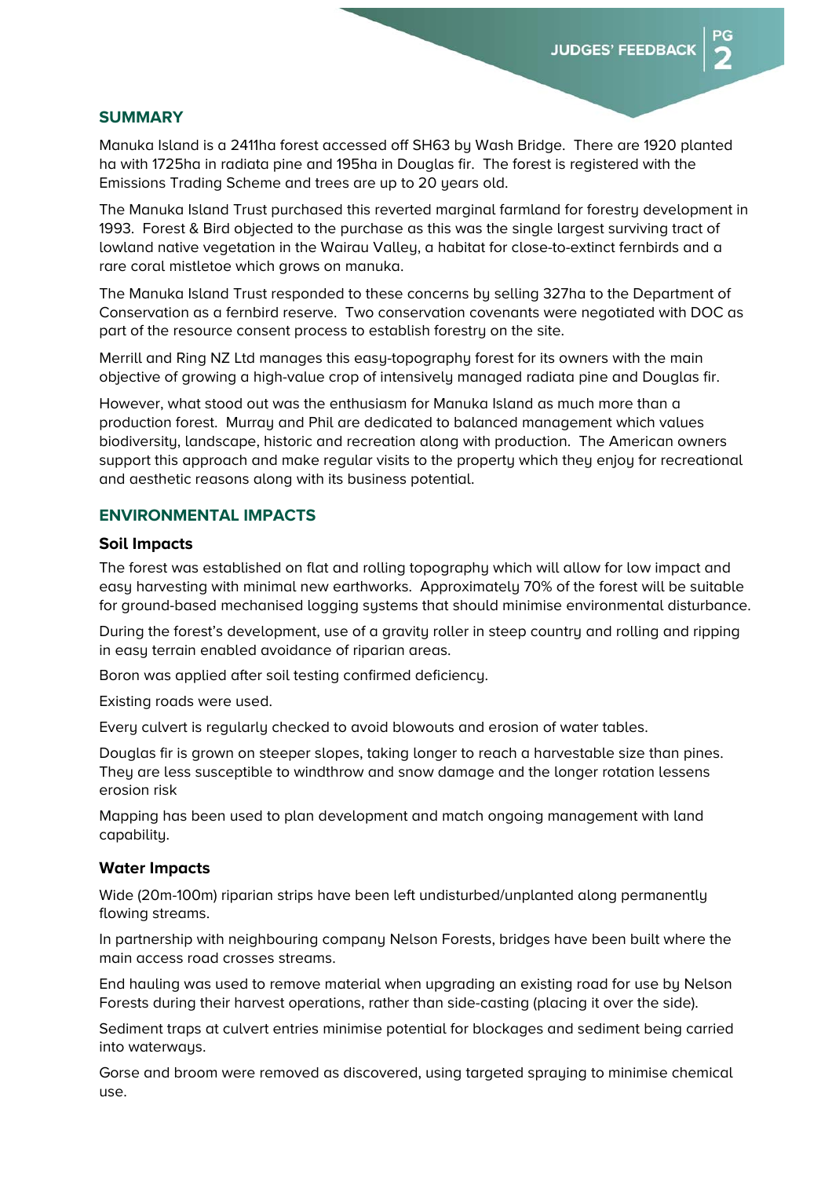## SUMMARY

Manuka Island is a 2411ha forest accessed off SH63 by Wash Bridge. There are 1920 planted ha with 1725ha in radiata pine and 195ha in Douglas fir. The forest is registered with the Emissions Trading Scheme and trees are up to 20 years old.

The Manuka Island Trust purchased this reverted marginal farmland for forestry development in 1993. Forest & Bird objected to the purchase as this was the single largest surviving tract of lowland native vegetation in the Wairau Valley, a habitat for close-to-extinct fernbirds and a rare coral mistletoe which grows on manuka.

The Manuka Island Trust responded to these concerns by selling 327ha to the Department of Conservation as a fernbird reserve. Two conservation covenants were negotiated with DOC as part of the resource consent process to establish forestry on the site.

Merrill and Ring NZ Ltd manages this easy-topography forest for its owners with the main objective of growing a high-value crop of intensively managed radiata pine and Douglas fir.

However, what stood out was the enthusiasm for Manuka Island as much more than a production forest. Murray and Phil are dedicated to balanced management which values biodiversity, landscape, historic and recreation along with production. The American owners support this approach and make regular visits to the property which they enjoy for recreational and aesthetic reasons along with its business potential.

## ENVIRONMENTAL IMPACTS

### Soil Impacts

The forest was established on flat and rolling topography which will allow for low impact and easy harvesting with minimal new earthworks. Approximately 70% of the forest will be suitable for ground-based mechanised logging systems that should minimise environmental disturbance.

During the forest's development, use of a gravity roller in steep country and rolling and ripping in easy terrain enabled avoidance of riparian areas.

Boron was applied after soil testing confirmed deficiency.

Existing roads were used.

Every culvert is regularly checked to avoid blowouts and erosion of water tables.

Douglas fir is grown on steeper slopes, taking longer to reach a harvestable size than pines. They are less susceptible to windthrow and snow damage and the longer rotation lessens erosion risk

Mapping has been used to plan development and match ongoing management with land capability.

### Water Impacts

Wide (20m-100m) riparian strips have been left undisturbed/unplanted along permanently flowing streams.

In partnership with neighbouring company Nelson Forests, bridges have been built where the main access road crosses streams.

End hauling was used to remove material when upgrading an existing road for use by Nelson Forests during their harvest operations, rather than side-casting (placing it over the side).

Sediment traps at culvert entries minimise potential for blockages and sediment being carried into waterways.

Gorse and broom were removed as discovered, using targeted spraying to minimise chemical use.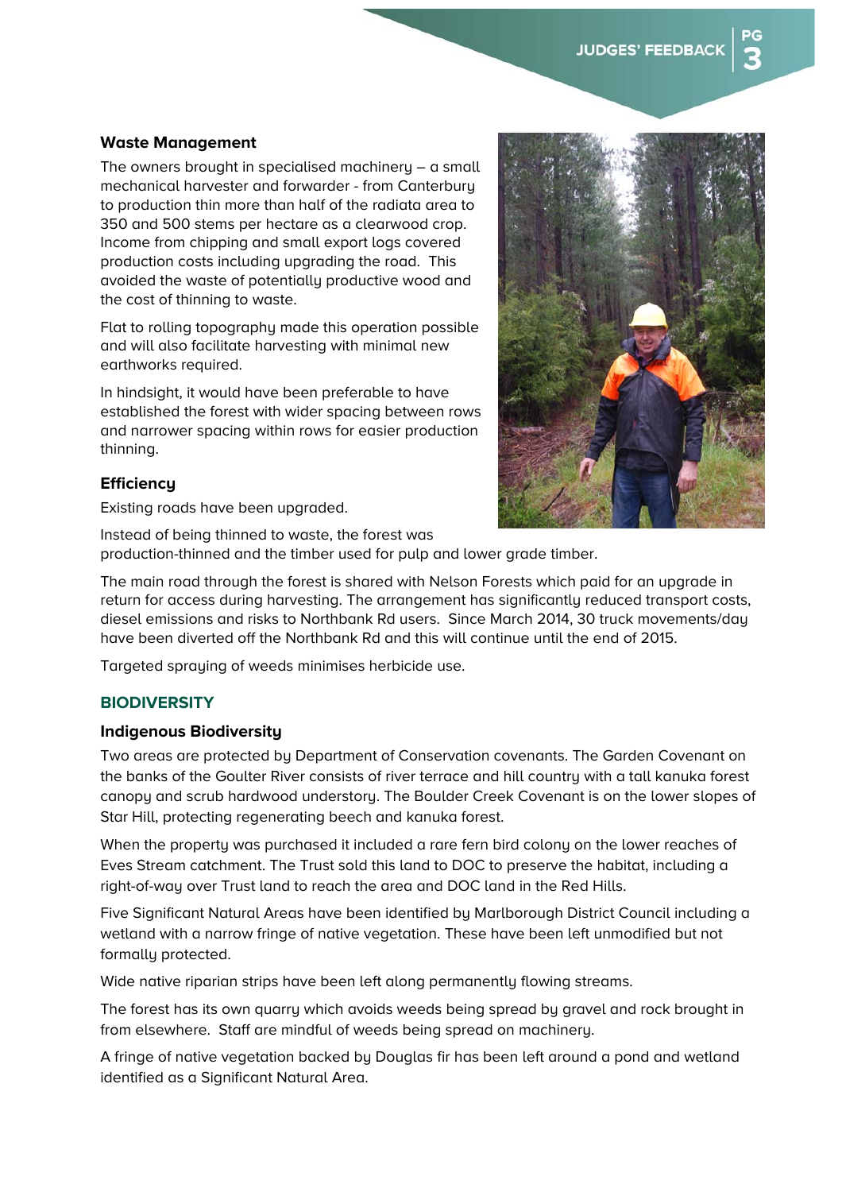#### Waste Management

The owners brought in specialised machinery – a small mechanical harvester and forwarder - from Canterbury to production thin more than half of the radiata area to 350 and 500 stems per hectare as a clearwood crop. Income from chipping and small export logs covered production costs including upgrading the road. This avoided the waste of potentially productive wood and the cost of thinning to waste.

Flat to rolling topography made this operation possible and will also facilitate harvesting with minimal new earthworks required.

In hindsight, it would have been preferable to have established the forest with wider spacing between rows and narrower spacing within rows for easier production thinning.

#### Efficiency

Existing roads have been upgraded.

Instead of being thinned to waste, the forest was production-thinned and the timber used for pulp and lower grade timber.

The main road through the forest is shared with Nelson Forests which paid for an upgrade in return for access during harvesting. The arrangement has significantly reduced transport costs, diesel emissions and risks to Northbank Rd users. Since March 2014, 30 truck movements/day have been diverted off the Northbank Rd and this will continue until the end of 2015.

Targeted spraying of weeds minimises herbicide use.

### BIODIVERSITY

#### Indigenous Biodiversity

Two areas are protected by Department of Conservation covenants. The Garden Covenant on the banks of the Goulter River consists of river terrace and hill country with a tall kanuka forest canopy and scrub hardwood understory. The Boulder Creek Covenant is on the lower slopes of Star Hill, protecting regenerating beech and kanuka forest.

When the property was purchased it included a rare fern bird colony on the lower reaches of Eves Stream catchment. The Trust sold this land to DOC to preserve the habitat, including a right-of-way over Trust land to reach the area and DOC land in the Red Hills.

Five Significant Natural Areas have been identified by Marlborough District Council including a wetland with a narrow fringe of native vegetation. These have been left unmodified but not formally protected.

Wide native riparian strips have been left along permanently flowing streams.

The forest has its own quarry which avoids weeds being spread by gravel and rock brought in from elsewhere. Staff are mindful of weeds being spread on machinery.

A fringe of native vegetation backed by Douglas fir has been left around a pond and wetland identified as a Significant Natural Area.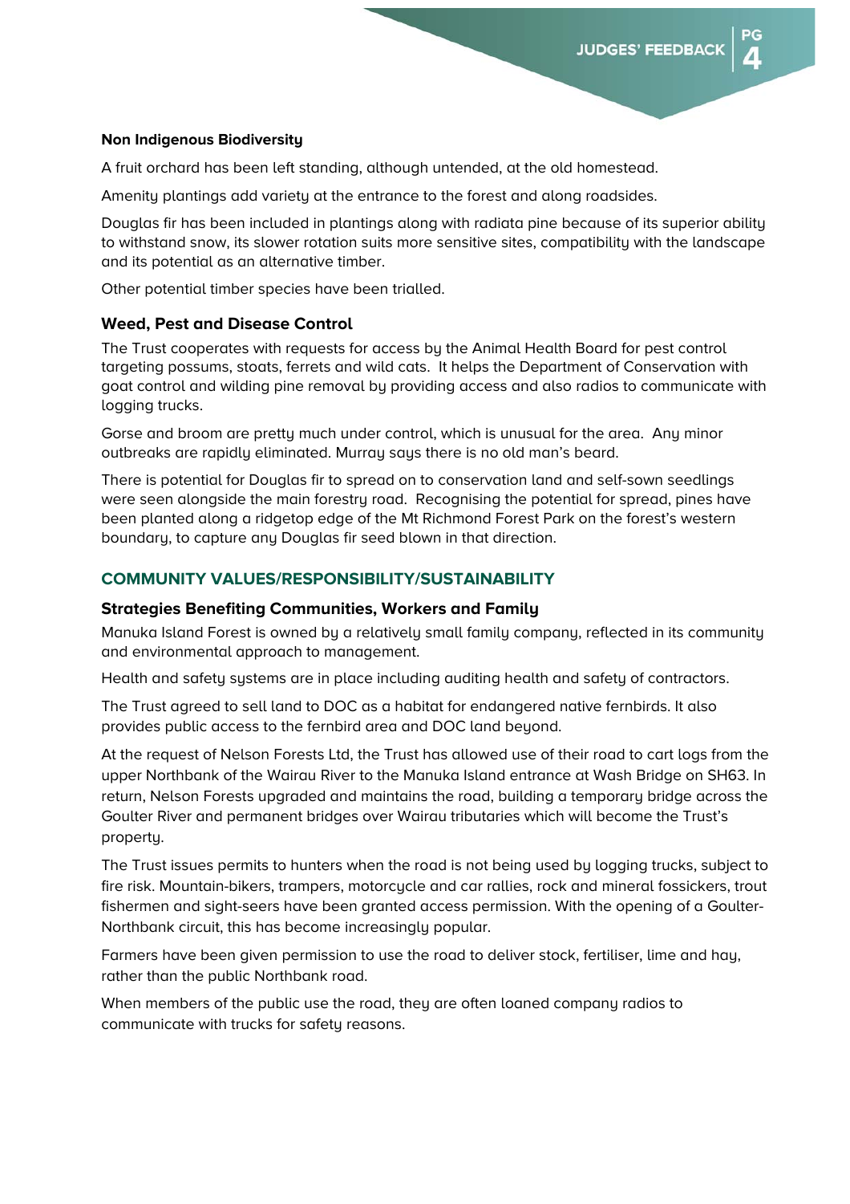### Non Indigenous Biodiversity

A fruit orchard has been left standing, although untended, at the old homestead.

Amenity plantings add variety at the entrance to the forest and along roadsides.

Douglas fir has been included in plantings along with radiata pine because of its superior ability to withstand snow, its slower rotation suits more sensitive sites, compatibility with the landscape and its potential as an alternative timber.

Other potential timber species have been trialled.

### Weed, Pest and Disease Control

The Trust cooperates with requests for access by the Animal Health Board for pest control targeting possums, stoats, ferrets and wild cats. It helps the Department of Conservation with goat control and wilding pine removal by providing access and also radios to communicate with logging trucks.

Gorse and broom are pretty much under control, which is unusual for the area. Any minor outbreaks are rapidly eliminated. Murray says there is no old man's beard.

There is potential for Douglas fir to spread on to conservation land and self-sown seedlings were seen alongside the main forestry road. Recognising the potential for spread, pines have been planted along a ridgetop edge of the Mt Richmond Forest Park on the forest's western boundary, to capture any Douglas fir seed blown in that direction.

## COMMUNITY VALUES/RESPONSIBILITY/SUSTAINABILITY

### Strategies Benefiting Communities, Workers and Family

Manuka Island Forest is owned by a relatively small family company, reflected in its community and environmental approach to management.

Health and safety systems are in place including auditing health and safety of contractors.

The Trust agreed to sell land to DOC as a habitat for endangered native fernbirds. It also provides public access to the fernbird area and DOC land beyond.

At the request of Nelson Forests Ltd, the Trust has allowed use of their road to cart logs from the upper Northbank of the Wairau River to the Manuka Island entrance at Wash Bridge on SH63. In return, Nelson Forests upgraded and maintains the road, building a temporary bridge across the Goulter River and permanent bridges over Wairau tributaries which will become the Trust's property.

The Trust issues permits to hunters when the road is not being used by logging trucks, subject to fire risk. Mountain-bikers, trampers, motorcycle and car rallies, rock and mineral fossickers, trout fishermen and sight-seers have been granted access permission. With the opening of a Goulter-Northbank circuit, this has become increasingly popular.

Farmers have been given permission to use the road to deliver stock, fertiliser, lime and hay, rather than the public Northbank road.

When members of the public use the road, they are often loaned company radios to communicate with trucks for safety reasons.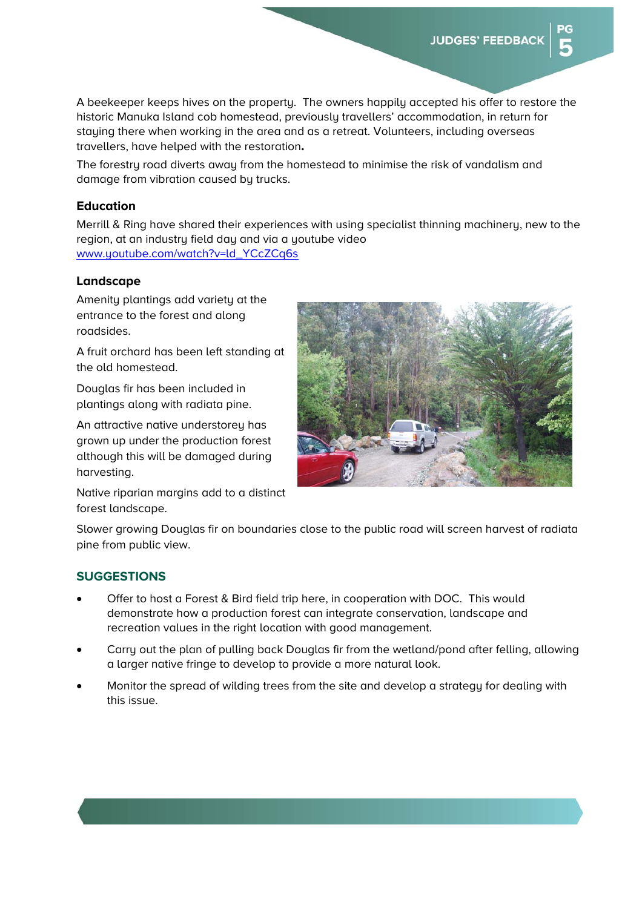A beekeeper keeps hives on the property. The owners happily accepted his offer to restore the historic Manuka Island cob homestead, previously travellers' accommodation, in return for staying there when working in the area and as a retreat. Volunteers, including overseas travellers, have helped with the restoration**.**

The forestry road diverts away from the homestead to minimise the risk of vandalism and damage from vibration caused by trucks.

### Education

Merrill & Ring have shared their experiences with using specialist thinning machinery, new to the region, at an industry field day and via a youtube video www.youtube.com/watch?v=ld_YCcZCq6s

### Landscape

Amenity plantings add variety at the entrance to the forest and along roadsides.

A fruit orchard has been left standing at the old homestead.

Douglas fir has been included in plantings along with radiata pine.

An attractive native understorey has grown up under the production forest although this will be damaged during harvesting.

Native riparian margins add to a distinct forest landscape.

Slower growing Douglas fir on boundaries close to the public road will screen harvest of radiata pine from public view.

## SUGGESTIONS

- Offer to host a Forest & Bird field trip here, in cooperation with DOC. This would demonstrate how a production forest can integrate conservation, landscape and recreation values in the right location with good management.
- Carry out the plan of pulling back Douglas fir from the wetland/pond after felling, allowing a larger native fringe to develop to provide a more natural look.
- Monitor the spread of wilding trees from the site and develop a strategy for dealing with this issue.